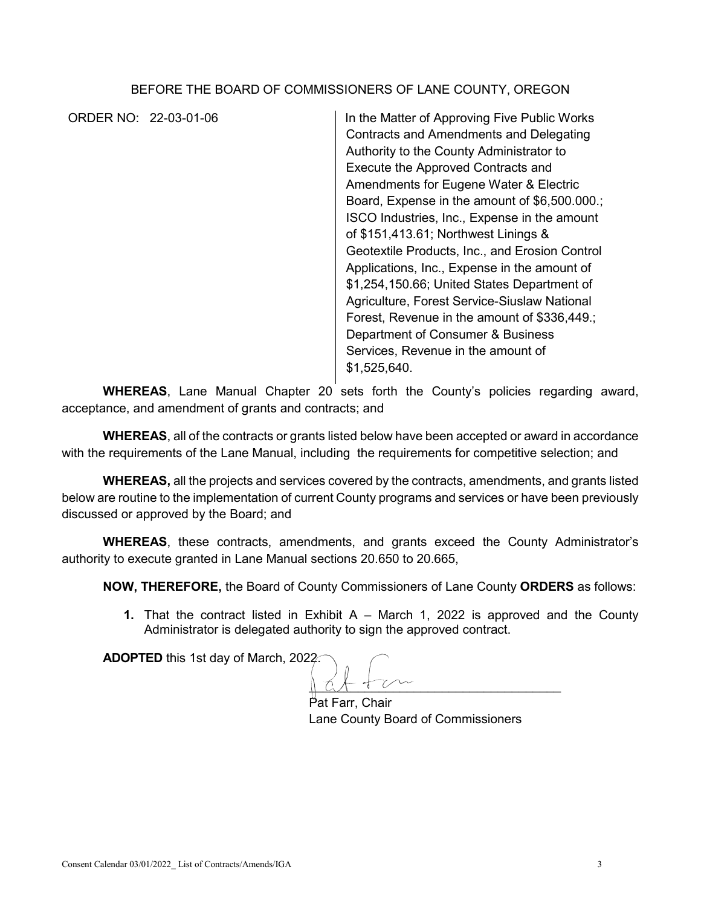BEFORE THE BOARD OF COMMISSIONERS OF LANE COUNTY, OREGON

| ORDER NO: 22-03-01-06 | In the Matter of Approving Five Public Works Contracts and Amendments and Delegating Authority to the County Administrator to Execute the Approved Contracts and Amendments for Eugene Water & Electric Board, Expense in the amount of $6,500.000.; ISCO Industries, Inc., Expense in the amount of $151,413.61; Northwest Linings & Geotextile Products, Inc., and Erosion Control Applications, Inc., Expense in the amount of $1,254,150.66; United States Department of Agriculture, Forest Service-Siuslaw National Forest, Revenue in the amount of $336,449.; Department of Consumer & Business Services, Revenue in the amount of $1,525,640. |
|---|---|

**WHEREAS**, Lane Manual Chapter 20 sets forth the County's policies regarding award, acceptance, and amendment of grants and contracts; and

**WHEREAS**, all of the contracts or grants listed below have been accepted or award in accordance with the requirements of the Lane Manual, including the requirements for competitive selection; and

**WHEREAS,** all the projects and services covered by the contracts, amendments, and grants listed below are routine to the implementation of current County programs and services or have been previously discussed or approved by the Board; and

**WHEREAS**, these contracts, amendments, and grants exceed the County Administrator's authority to execute granted in Lane Manual sections 20.650 to 20.665,

**NOW, THEREFORE,** the Board of County Commissioners of Lane County **ORDERS** as follows:

1. That the contract listed in Exhibit A – March 1, 2022 is approved and the County Administrator is delegated authority to sign the approved contract.

**ADOPTED** this 1st day of March, 2022.

Pat Farr, Chair
Lane County Board of Commissioners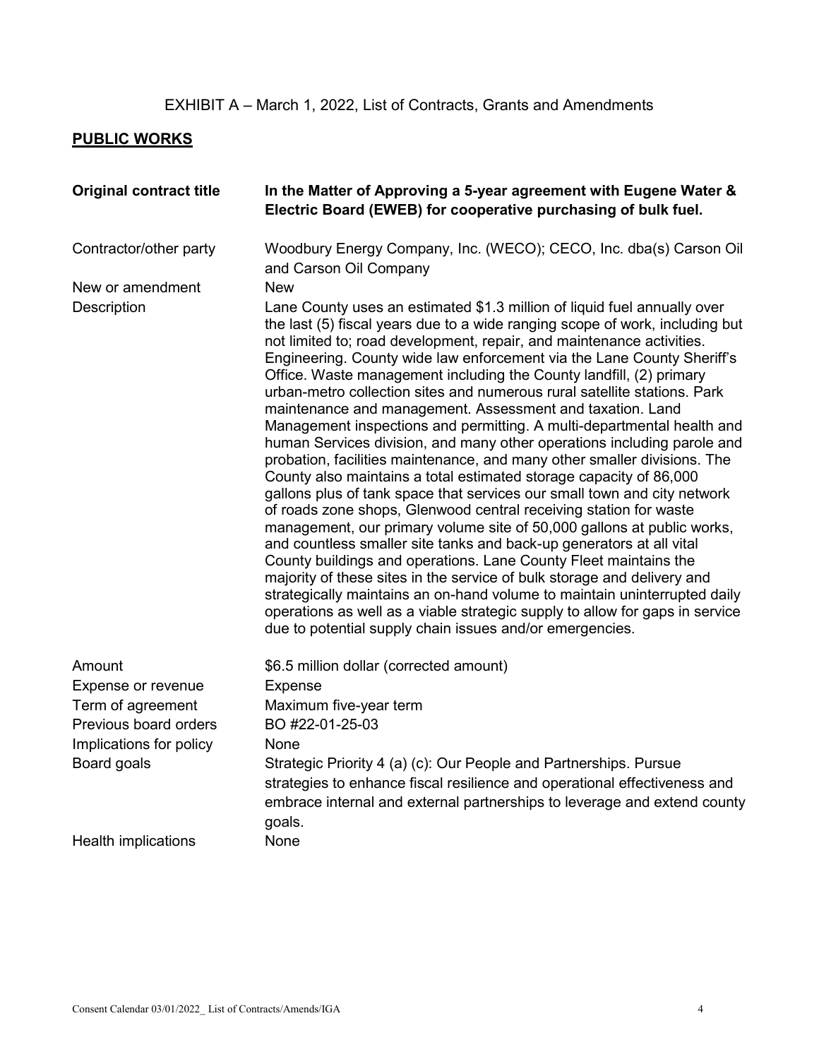EXHIBIT A – March 1, 2022, List of Contracts, Grants and Amendments

## PUBLIC WORKS

| | |
|---|---|
| **Original contract title** | **In the Matter of Approving a 5-year agreement with Eugene Water & Electric Board (EWEB) for cooperative purchasing of bulk fuel.** |
| Contractor/other party | Woodbury Energy Company, Inc. (WECO); CECO, Inc. dba(s) Carson Oil and Carson Oil Company |
| New or amendment | New |
| Description | Lane County uses an estimated $1.3 million of liquid fuel annually over the last (5) fiscal years due to a wide ranging scope of work, including but not limited to; road development, repair, and maintenance activities. Engineering. County wide law enforcement via the Lane County Sheriff's Office. Waste management including the County landfill, (2) primary urban-metro collection sites and numerous rural satellite stations. Park maintenance and management. Assessment and taxation. Land Management inspections and permitting. A multi-departmental health and human Services division, and many other operations including parole and probation, facilities maintenance, and many other smaller divisions. The County also maintains a total estimated storage capacity of 86,000 gallons plus of tank space that services our small town and city network of roads zone shops, Glenwood central receiving station for waste management, our primary volume site of 50,000 gallons at public works, and countless smaller site tanks and back-up generators at all vital County buildings and operations. Lane County Fleet maintains the majority of these sites in the service of bulk storage and delivery and strategically maintains an on-hand volume to maintain uninterrupted daily operations as well as a viable strategic supply to allow for gaps in service due to potential supply chain issues and/or emergencies. |
| Amount | $6.5 million dollar (corrected amount) |
| Expense or revenue | Expense |
| Term of agreement | Maximum five-year term |
| Previous board orders | BO #22-01-25-03 |
| Implications for policy | None |
| Board goals | Strategic Priority 4 (a) (c): Our People and Partnerships. Pursue strategies to enhance fiscal resilience and operational effectiveness and embrace internal and external partnerships to leverage and extend county goals. |
| Health implications | None |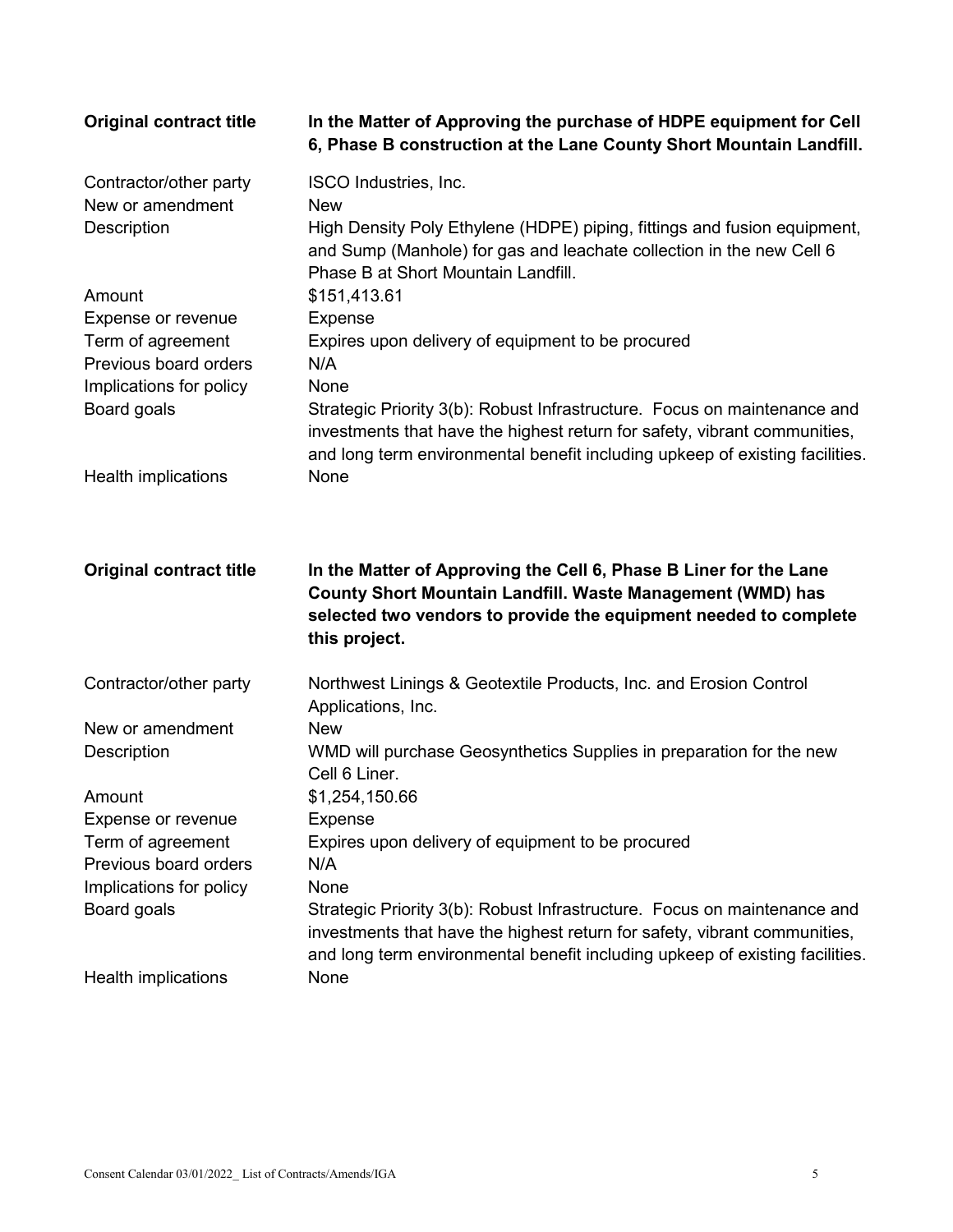| | |
|---|---|
| **Original contract title** | **In the Matter of Approving the purchase of HDPE equipment for Cell 6, Phase B construction at the Lane County Short Mountain Landfill.** |
| Contractor/other party | ISCO Industries, Inc. |
| New or amendment | New |
| Description | High Density Poly Ethylene (HDPE) piping, fittings and fusion equipment, and Sump (Manhole) for gas and leachate collection in the new Cell 6 Phase B at Short Mountain Landfill. |
| Amount | $151,413.61 |
| Expense or revenue | Expense |
| Term of agreement | Expires upon delivery of equipment to be procured |
| Previous board orders | N/A |
| Implications for policy | None |
| Board goals | Strategic Priority 3(b): Robust Infrastructure. Focus on maintenance and investments that have the highest return for safety, vibrant communities, and long term environmental benefit including upkeep of existing facilities. |
| Health implications | None |

| | |
|---|---|
| **Original contract title** | **In the Matter of Approving the Cell 6, Phase B Liner for the Lane County Short Mountain Landfill. Waste Management (WMD) has selected two vendors to provide the equipment needed to complete this project.** |
| Contractor/other party | Northwest Linings & Geotextile Products, Inc. and Erosion Control Applications, Inc. |
| New or amendment | New |
| Description | WMD will purchase Geosynthetics Supplies in preparation for the new Cell 6 Liner. |
| Amount | $1,254,150.66 |
| Expense or revenue | Expense |
| Term of agreement | Expires upon delivery of equipment to be procured |
| Previous board orders | N/A |
| Implications for policy | None |
| Board goals | Strategic Priority 3(b): Robust Infrastructure. Focus on maintenance and investments that have the highest return for safety, vibrant communities, and long term environmental benefit including upkeep of existing facilities. |
| Health implications | None |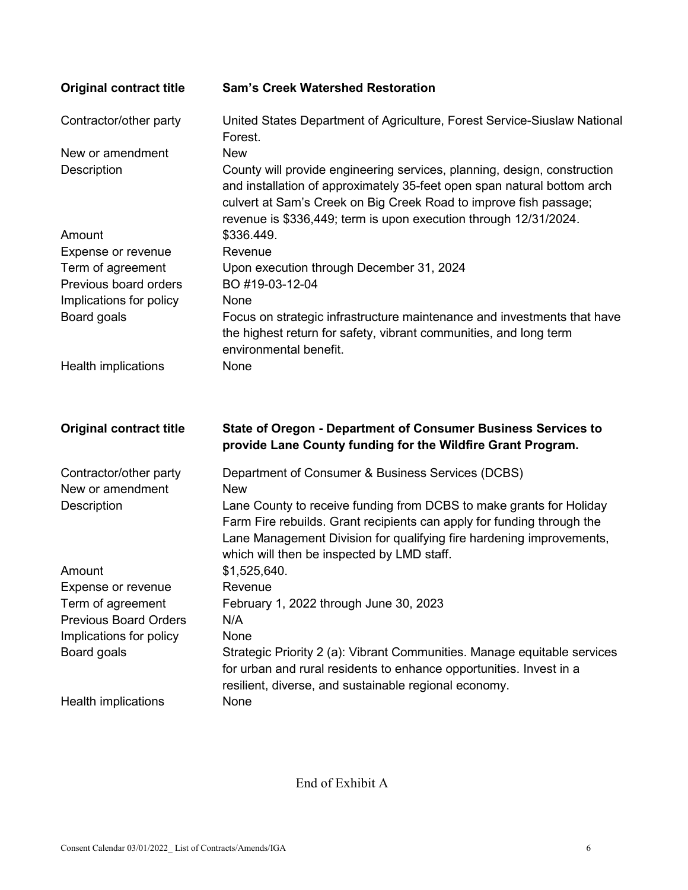| | |
|---|---|
| **Original contract title** | **Sam's Creek Watershed Restoration** |
| Contractor/other party | United States Department of Agriculture, Forest Service-Siuslaw National Forest. |
| New or amendment | New |
| Description | County will provide engineering services, planning, design, construction and installation of approximately 35-feet open span natural bottom arch culvert at Sam's Creek on Big Creek Road to improve fish passage; revenue is $336,449; term is upon execution through 12/31/2024. |
| Amount | $336.449. |
| Expense or revenue | Revenue |
| Term of agreement | Upon execution through December 31, 2024 |
| Previous board orders | BO #19-03-12-04 |
| Implications for policy | None |
| Board goals | Focus on strategic infrastructure maintenance and investments that have the highest return for safety, vibrant communities, and long term environmental benefit. |
| Health implications | None |

| | |
|---|---|
| **Original contract title** | **State of Oregon - Department of Consumer Business Services to provide Lane County funding for the Wildfire Grant Program.** |
| Contractor/other party | Department of Consumer & Business Services (DCBS) |
| New or amendment | New |
| Description | Lane County to receive funding from DCBS to make grants for Holiday Farm Fire rebuilds. Grant recipients can apply for funding through the Lane Management Division for qualifying fire hardening improvements, which will then be inspected by LMD staff. |
| Amount | $1,525,640. |
| Expense or revenue | Revenue |
| Term of agreement | February 1, 2022 through June 30, 2023 |
| Previous Board Orders | N/A |
| Implications for policy | None |
| Board goals | Strategic Priority 2 (a): Vibrant Communities. Manage equitable services for urban and rural residents to enhance opportunities. Invest in a resilient, diverse, and sustainable regional economy. |
| Health implications | None |

End of Exhibit A